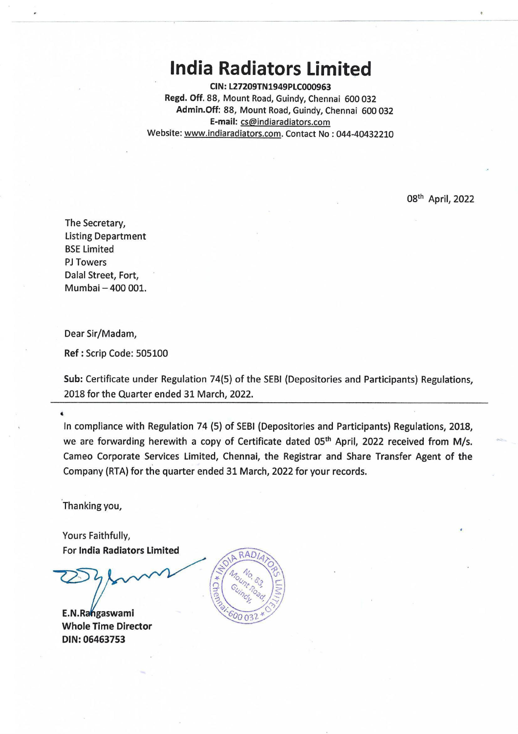# India Radiators Limited

**CIN: L27209TN1949PLC000963**
**Regd. Off.** 88, Mount Road, Guindy, Chennai 600 032
**Admin.Off:** 88, Mount Road, Guindy, Chennai 600 032
**E-mail:** cs@indiaradiators.com
Website: www.indiaradiators.com. Contact No : 044-40432210

08th April, 2022

The Secretary,
Listing Department
BSE Limited
PJ Towers
Dalal Street, Fort,
Mumbai – 400 001.

Dear Sir/Madam,

**Ref :** Scrip Code: 505100

**Sub:** Certificate under Regulation 74(5) of the SEBI (Depositories and Participants) Regulations, 2018 for the Quarter ended 31 March, 2022.

In compliance with Regulation 74 (5) of SEBI (Depositories and Participants) Regulations, 2018, we are forwarding herewith a copy of Certificate dated 05th April, 2022 received from M/s. Cameo Corporate Services Limited, Chennai, the Registrar and Share Transfer Agent of the Company (RTA) for the quarter ended 31 March, 2022 for your records.

Thanking you,

Yours Faithfully,
For **India Radiators Limited**

**E.N.Rangaswami**
**Whole Time Director**
**DIN: 06463753**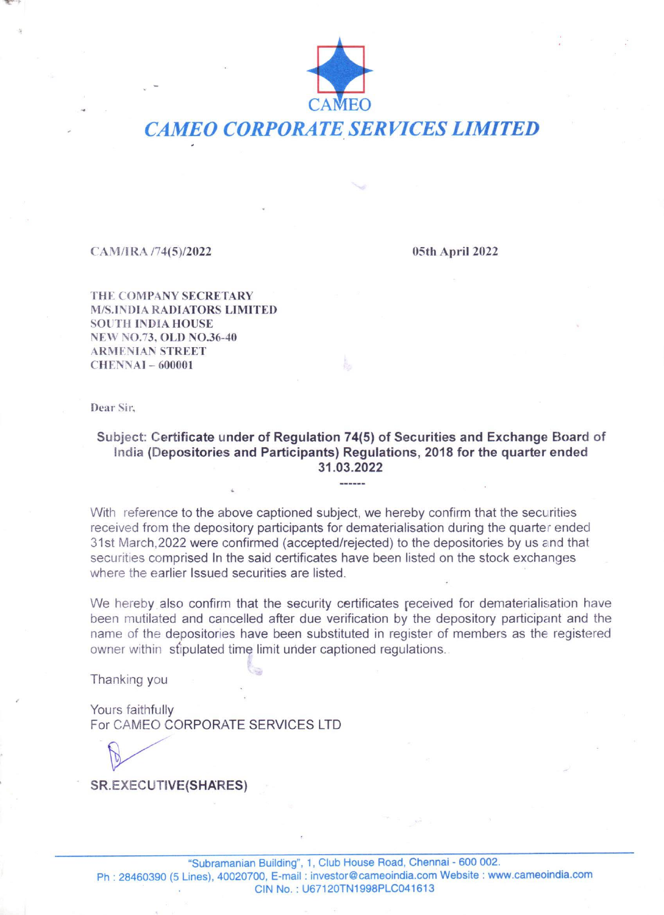CAMEO

# *CAMEO CORPORATE SERVICES LIMITED*

CAM/IRA /74(5)/2022

05th April 2022

THE COMPANY SECRETARY
M/S.INDIA RADIATORS LIMITED
SOUTH INDIA HOUSE
NEW NO.73, OLD NO.36-40
ARMENIAN STREET
CHENNAI – 600001

Dear Sir,

**Subject: Certificate under of Regulation 74(5) of Securities and Exchange Board of India (Depositories and Participants) Regulations, 2018 for the quarter ended 31.03.2022**

------

With reference to the above captioned subject, we hereby confirm that the securities received from the depository participants for dematerialisation during the quarter ended 31st March,2022 were confirmed (accepted/rejected) to the depositories by us and that securities comprised In the said certificates have been listed on the stock exchanges where the earlier Issued securities are listed.

We hereby also confirm that the security certificates received for dematerialisation have been mutilated and cancelled after due verification by the depository participant and the name of the depositories have been substituted in register of members as the registered owner within stipulated time limit under captioned regulations.

Thanking you

Yours faithfully
For CAMEO CORPORATE SERVICES LTD

**SR.EXECUTIVE(SHARES)**

"Subramanian Building", 1, Club House Road, Chennai - 600 002.
Ph : 28460390 (5 Lines), 40020700, E-mail : investor@cameoindia.com Website : www.cameoindia.com
CIN No. : U67120TN1998PLC041613